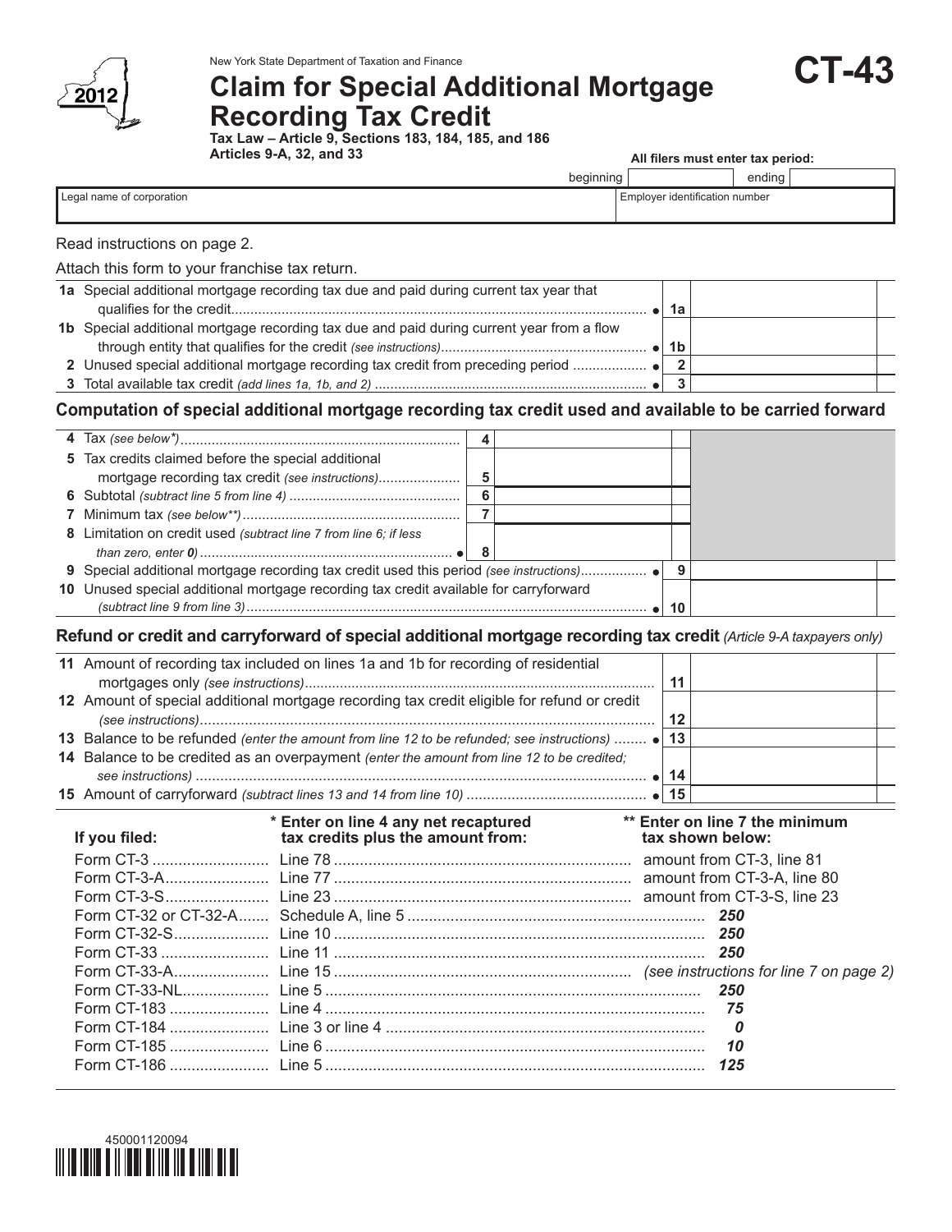New York State Department of Taxation and Finance

2012

# Claim for Special Additional Mortgage Recording Tax Credit

**CT-43**

**Tax Law – Article 9, Sections 183, 184, 185, and 186**
**Articles 9-A, 32, and 33**

**All filers must enter tax period:**

beginning | ending

| Legal name of corporation | Employer identification number |
|---|---|
| | |

Read instructions on page 2.

Attach this form to your franchise tax return.

| | | |
|---|---|---|
| **1a** Special additional mortgage recording tax due and paid during current tax year that qualifies for the credit | **1a** | |
| **1b** Special additional mortgage recording tax due and paid during current year from a flow through entity that qualifies for the credit *(see instructions)* | **1b** | |
| **2** Unused special additional mortgage recording tax credit from preceding period | **2** | |
| **3** Total available tax credit *(add lines 1a, 1b, and 2)* | **3** | |

## Computation of special additional mortgage recording tax credit used and available to be carried forward

| | | | | |
|---|---|---|---|---|
| **4** Tax *(see below\*)* | **4** | | | |
| **5** Tax credits claimed before the special additional mortgage recording tax credit *(see instructions)* | **5** | | | |
| **6** Subtotal *(subtract line 5 from line 4)* | **6** | | | |
| **7** Minimum tax *(see below\*\*)* | **7** | | | |
| **8** Limitation on credit used *(subtract line 7 from line 6; if less than zero, enter* **0***)* | **8** | | | |
| **9** Special additional mortgage recording tax credit used this period *(see instructions)* | | | **9** | |
| **10** Unused special additional mortgage recording tax credit available for carryforward *(subtract line 9 from line 3)* | | | **10** | |

## Refund or credit and carryforward of special additional mortgage recording tax credit *(Article 9-A taxpayers only)*

| | | |
|---|---|---|
| **11** Amount of recording tax included on lines 1a and 1b for recording of residential mortgages only *(see instructions)* | **11** | |
| **12** Amount of special additional mortgage recording tax credit eligible for refund or credit *(see instructions)* | **12** | |
| **13** Balance to be refunded *(enter the amount from line 12 to be refunded; see instructions)* | **13** | |
| **14** Balance to be credited as an overpayment *(enter the amount from line 12 to be credited; see instructions)* | **14** | |
| **15** Amount of carryforward *(subtract lines 13 and 14 from line 10)* | **15** | |

| If you filed: | \* Enter on line 4 any net recaptured tax credits plus the amount from: | \*\* Enter on line 7 the minimum tax shown below: |
|---|---|---|
| Form CT-3 | Line 78 | amount from CT-3, line 81 |
| Form CT-3-A | Line 77 | amount from CT-3-A, line 80 |
| Form CT-3-S | Line 23 | amount from CT-3-S, line 23 |
| Form CT-32 or CT-32-A | Schedule A, line 5 | *250* |
| Form CT-32-S | Line 10 | *250* |
| Form CT-33 | Line 11 | *250* |
| Form CT-33-A | Line 15 | *(see instructions for line 7 on page 2)* |
| Form CT-33-NL | Line 5 | *250* |
| Form CT-183 | Line 4 | *75* |
| Form CT-184 | Line 3 or line 4 | *0* |
| Form CT-185 | Line 6 | *10* |
| Form CT-186 | Line 5 | *125* |

450001120094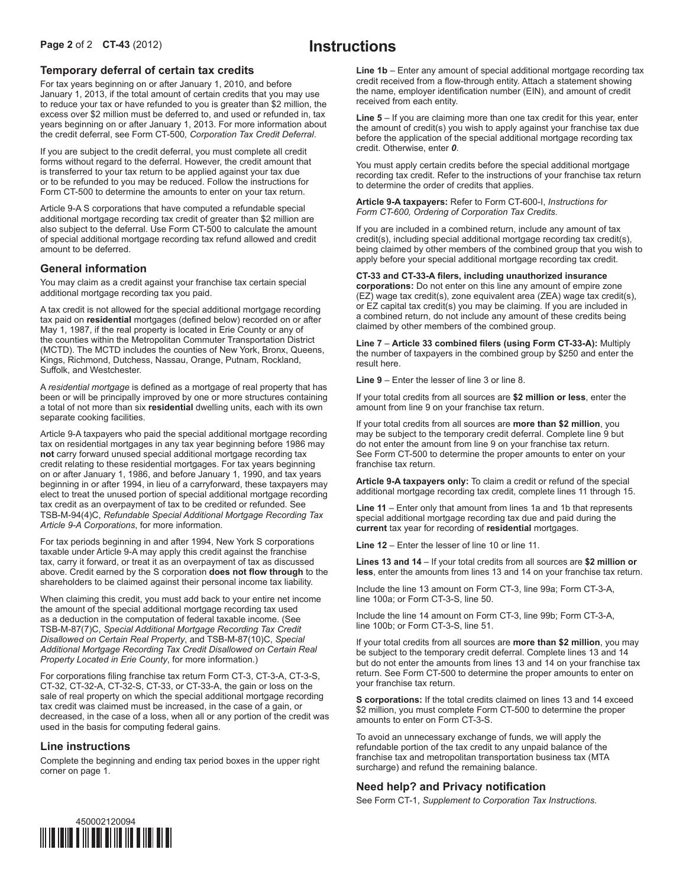# Instructions

## Temporary deferral of certain tax credits

For tax years beginning on or after January 1, 2010, and before January 1, 2013, if the total amount of certain credits that you may use to reduce your tax or have refunded to you is greater than $2 million, the excess over $2 million must be deferred to, and used or refunded in, tax years beginning on or after January 1, 2013. For more information about the credit deferral, see Form CT-500*, Corporation Tax Credit Deferral*.

If you are subject to the credit deferral, you must complete all credit forms without regard to the deferral. However, the credit amount that is transferred to your tax return to be applied against your tax due or to be refunded to you may be reduced. Follow the instructions for Form CT-500 to determine the amounts to enter on your tax return.

Article 9-A S corporations that have computed a refundable special additional mortgage recording tax credit of greater than $2 million are also subject to the deferral. Use Form CT-500 to calculate the amount of special additional mortgage recording tax refund allowed and credit amount to be deferred.

## General information

You may claim as a credit against your franchise tax certain special additional mortgage recording tax you paid.

A tax credit is not allowed for the special additional mortgage recording tax paid on **residential** mortgages (defined below) recorded on or after May 1, 1987, if the real property is located in Erie County or any of the counties within the Metropolitan Commuter Transportation District (MCTD). The MCTD includes the counties of New York, Bronx, Queens, Kings, Richmond, Dutchess, Nassau, Orange, Putnam, Rockland, Suffolk, and Westchester.

A *residential mortgage* is defined as a mortgage of real property that has been or will be principally improved by one or more structures containing a total of not more than six **residential** dwelling units, each with its own separate cooking facilities.

Article 9-A taxpayers who paid the special additional mortgage recording tax on residential mortgages in any tax year beginning before 1986 may **not** carry forward unused special additional mortgage recording tax credit relating to these residential mortgages. For tax years beginning on or after January 1, 1986, and before January 1, 1990, and tax years beginning in or after 1994, in lieu of a carryforward, these taxpayers may elect to treat the unused portion of special additional mortgage recording tax credit as an overpayment of tax to be credited or refunded. See TSB-M-94(4)C, *Refundable Special Additional Mortgage Recording Tax Article 9-A Corporations*, for more information.

For tax periods beginning in and after 1994, New York S corporations taxable under Article 9-A may apply this credit against the franchise tax, carry it forward, or treat it as an overpayment of tax as discussed above. Credit earned by the S corporation **does not flow through** to the shareholders to be claimed against their personal income tax liability.

When claiming this credit, you must add back to your entire net income the amount of the special additional mortgage recording tax used as a deduction in the computation of federal taxable income. (See TSB-M-87(7)C, *Special Additional Mortgage Recording Tax Credit Disallowed on Certain Real Property*, and TSB-M-87(10)C, *Special Additional Mortgage Recording Tax Credit Disallowed on Certain Real Property Located in Erie County*, for more information.)

For corporations filing franchise tax return Form CT-3, CT-3-A, CT-3-S, CT-32, CT-32-A, CT-32-S, CT-33, or CT-33-A, the gain or loss on the sale of real property on which the special additional mortgage recording tax credit was claimed must be increased, in the case of a gain, or decreased, in the case of a loss, when all or any portion of the credit was used in the basis for computing federal gains.

## Line instructions

Complete the beginning and ending tax period boxes in the upper right corner on page 1.

**Line 1b** – Enter any amount of special additional mortgage recording tax credit received from a flow-through entity. Attach a statement showing the name, employer identification number (EIN), and amount of credit received from each entity.

**Line 5** – If you are claiming more than one tax credit for this year, enter the amount of credit(s) you wish to apply against your franchise tax due before the application of the special additional mortgage recording tax credit. Otherwise, enter ***0***.

You must apply certain credits before the special additional mortgage recording tax credit. Refer to the instructions of your franchise tax return to determine the order of credits that applies.

**Article 9-A taxpayers:** Refer to Form CT-600-I, *Instructions for Form CT-600, Ordering of Corporation Tax Credits.*

If you are included in a combined return, include any amount of tax credit(s), including special additional mortgage recording tax credit(s), being claimed by other members of the combined group that you wish to apply before your special additional mortgage recording tax credit.

**CT-33 and CT-33-A filers, including unauthorized insurance corporations:** Do not enter on this line any amount of empire zone (EZ) wage tax credit(s), zone equivalent area (ZEA) wage tax credit(s), or EZ capital tax credit(s) you may be claiming. If you are included in a combined return, do not include any amount of these credits being claimed by other members of the combined group.

**Line 7** – **Article 33 combined filers (using Form CT-33-A):** Multiply the number of taxpayers in the combined group by $250 and enter the result here.

**Line 9** – Enter the lesser of line 3 or line 8.

If your total credits from all sources are **$2 million or less**, enter the amount from line 9 on your franchise tax return.

If your total credits from all sources are **more than $2 million**, you may be subject to the temporary credit deferral. Complete line 9 but do not enter the amount from line 9 on your franchise tax return. See Form CT-500 to determine the proper amounts to enter on your franchise tax return.

**Article 9-A taxpayers only:** To claim a credit or refund of the special additional mortgage recording tax credit, complete lines 11 through 15.

**Line 11** – Enter only that amount from lines 1a and 1b that represents special additional mortgage recording tax due and paid during the **current** tax year for recording of **residential** mortgages.

**Line 12** – Enter the lesser of line 10 or line 11.

**Lines 13 and 14** – If your total credits from all sources are **$2 million or less**, enter the amounts from lines 13 and 14 on your franchise tax return.

Include the line 13 amount on Form CT-3, line 99a; Form CT-3-A, line 100a; or Form CT-3-S, line 50.

Include the line 14 amount on Form CT-3, line 99b; Form CT-3-A, line 100b; or Form CT-3-S, line 51.

If your total credits from all sources are **more than $2 million**, you may be subject to the temporary credit deferral. Complete lines 13 and 14 but do not enter the amounts from lines 13 and 14 on your franchise tax return. See Form CT-500 to determine the proper amounts to enter on your franchise tax return.

**S corporations:** If the total credits claimed on lines 13 and 14 exceed $2 million, you must complete Form CT-500 to determine the proper amounts to enter on Form CT-3-S.

To avoid an unnecessary exchange of funds, we will apply the refundable portion of the tax credit to any unpaid balance of the franchise tax and metropolitan transportation business tax (MTA surcharge) and refund the remaining balance.

## Need help? and Privacy notification

See Form CT-1, *Supplement to Corporation Tax Instructions*.

450002120094